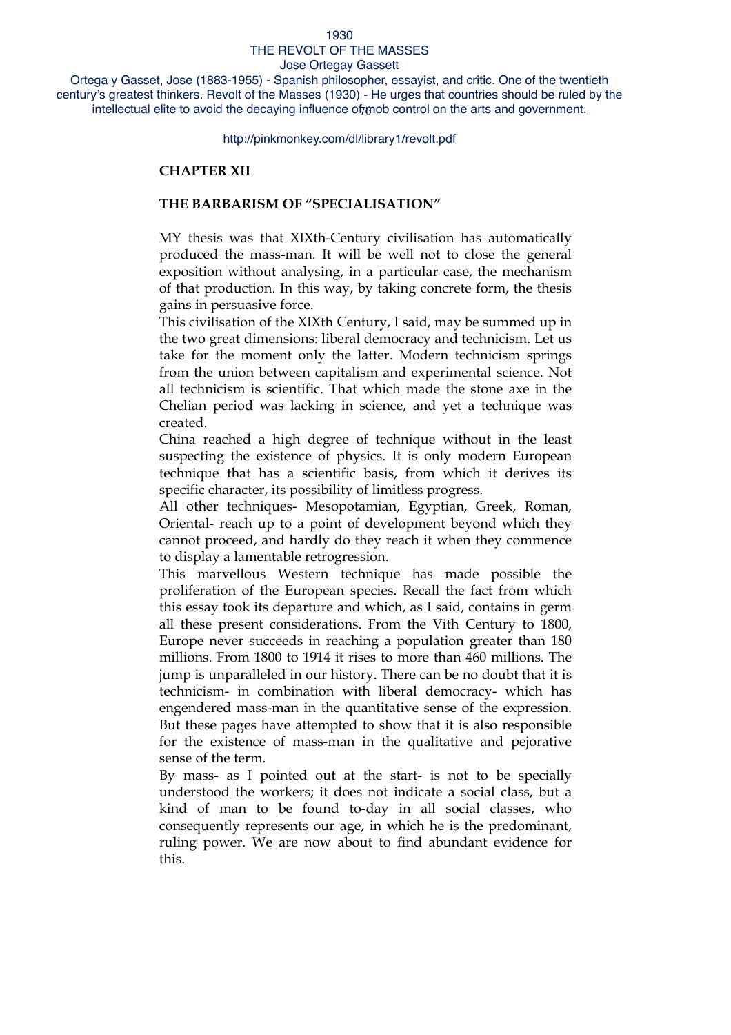1930

THE REVOLT OF THE MASSES

Jose Ortegay Gassett

Ortega y Gasset, Jose (1883-1955) - Spanish philosopher, essayist, and critic. One of the twentieth century's greatest thinkers. Revolt of the Masses (1930) - He urges that countries should be ruled by the intellectual elite to avoid the decaying influence of mob control on the arts and government.

http://pinkmonkey.com/dl/library1/revolt.pdf

## CHAPTER XII

### THE BARBARISM OF "SPECIALISATION"

MY thesis was that XIXth-Century civilisation has automatically produced the mass-man. It will be well not to close the general exposition without analysing, in a particular case, the mechanism of that production. In this way, by taking concrete form, the thesis gains in persuasive force.

This civilisation of the XIXth Century, I said, may be summed up in the two great dimensions: liberal democracy and technicism. Let us take for the moment only the latter. Modern technicism springs from the union between capitalism and experimental science. Not all technicism is scientific. That which made the stone axe in the Chelian period was lacking in science, and yet a technique was created.

China reached a high degree of technique without in the least suspecting the existence of physics. It is only modern European technique that has a scientific basis, from which it derives its specific character, its possibility of limitless progress.

All other techniques- Mesopotamian, Egyptian, Greek, Roman, Oriental- reach up to a point of development beyond which they cannot proceed, and hardly do they reach it when they commence to display a lamentable retrogression.

This marvellous Western technique has made possible the proliferation of the European species. Recall the fact from which this essay took its departure and which, as I said, contains in germ all these present considerations. From the Vith Century to 1800, Europe never succeeds in reaching a population greater than 180 millions. From 1800 to 1914 it rises to more than 460 millions. The jump is unparalleled in our history. There can be no doubt that it is technicism- in combination with liberal democracy- which has engendered mass-man in the quantitative sense of the expression. But these pages have attempted to show that it is also responsible for the existence of mass-man in the qualitative and pejorative sense of the term.

By mass- as I pointed out at the start- is not to be specially understood the workers; it does not indicate a social class, but a kind of man to be found to-day in all social classes, who consequently represents our age, in which he is the predominant, ruling power. We are now about to find abundant evidence for this.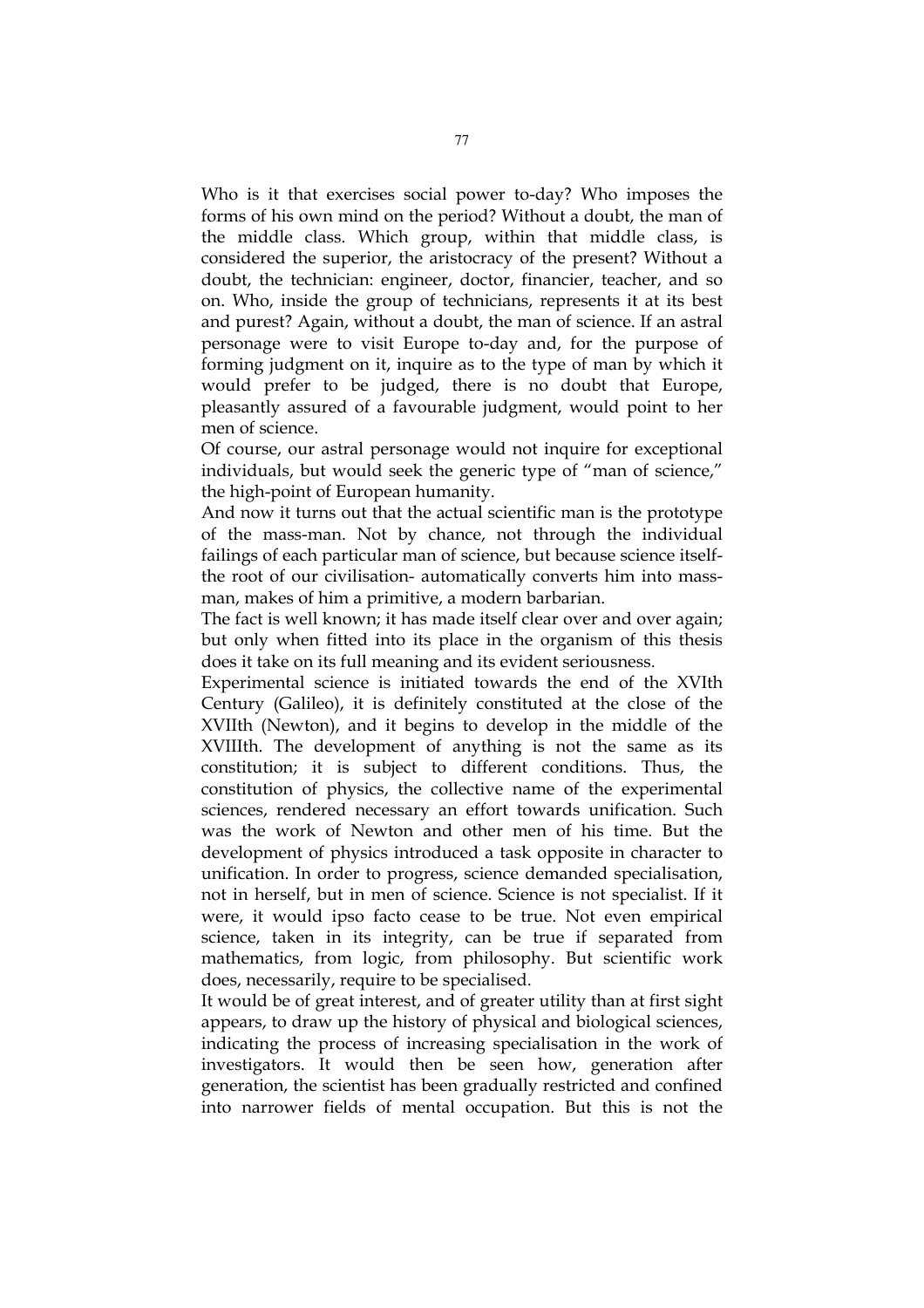Who is it that exercises social power to-day? Who imposes the forms of his own mind on the period? Without a doubt, the man of the middle class. Which group, within that middle class, is considered the superior, the aristocracy of the present? Without a doubt, the technician: engineer, doctor, financier, teacher, and so on. Who, inside the group of technicians, represents it at its best and purest? Again, without a doubt, the man of science. If an astral personage were to visit Europe to-day and, for the purpose of forming judgment on it, inquire as to the type of man by which it would prefer to be judged, there is no doubt that Europe, pleasantly assured of a favourable judgment, would point to her men of science.

Of course, our astral personage would not inquire for exceptional individuals, but would seek the generic type of "man of science," the high-point of European humanity.

And now it turns out that the actual scientific man is the prototype of the mass-man. Not by chance, not through the individual failings of each particular man of science, but because science itself- the root of our civilisation- automatically converts him into mass-man, makes of him a primitive, a modern barbarian.

The fact is well known; it has made itself clear over and over again; but only when fitted into its place in the organism of this thesis does it take on its full meaning and its evident seriousness.

Experimental science is initiated towards the end of the XVIth Century (Galileo), it is definitely constituted at the close of the XVIIth (Newton), and it begins to develop in the middle of the XVIIIth. The development of anything is not the same as its constitution; it is subject to different conditions. Thus, the constitution of physics, the collective name of the experimental sciences, rendered necessary an effort towards unification. Such was the work of Newton and other men of his time. But the development of physics introduced a task opposite in character to unification. In order to progress, science demanded specialisation, not in herself, but in men of science. Science is not specialist. If it were, it would ipso facto cease to be true. Not even empirical science, taken in its integrity, can be true if separated from mathematics, from logic, from philosophy. But scientific work does, necessarily, require to be specialised.

It would be of great interest, and of greater utility than at first sight appears, to draw up the history of physical and biological sciences, indicating the process of increasing specialisation in the work of investigators. It would then be seen how, generation after generation, the scientist has been gradually restricted and confined into narrower fields of mental occupation. But this is not the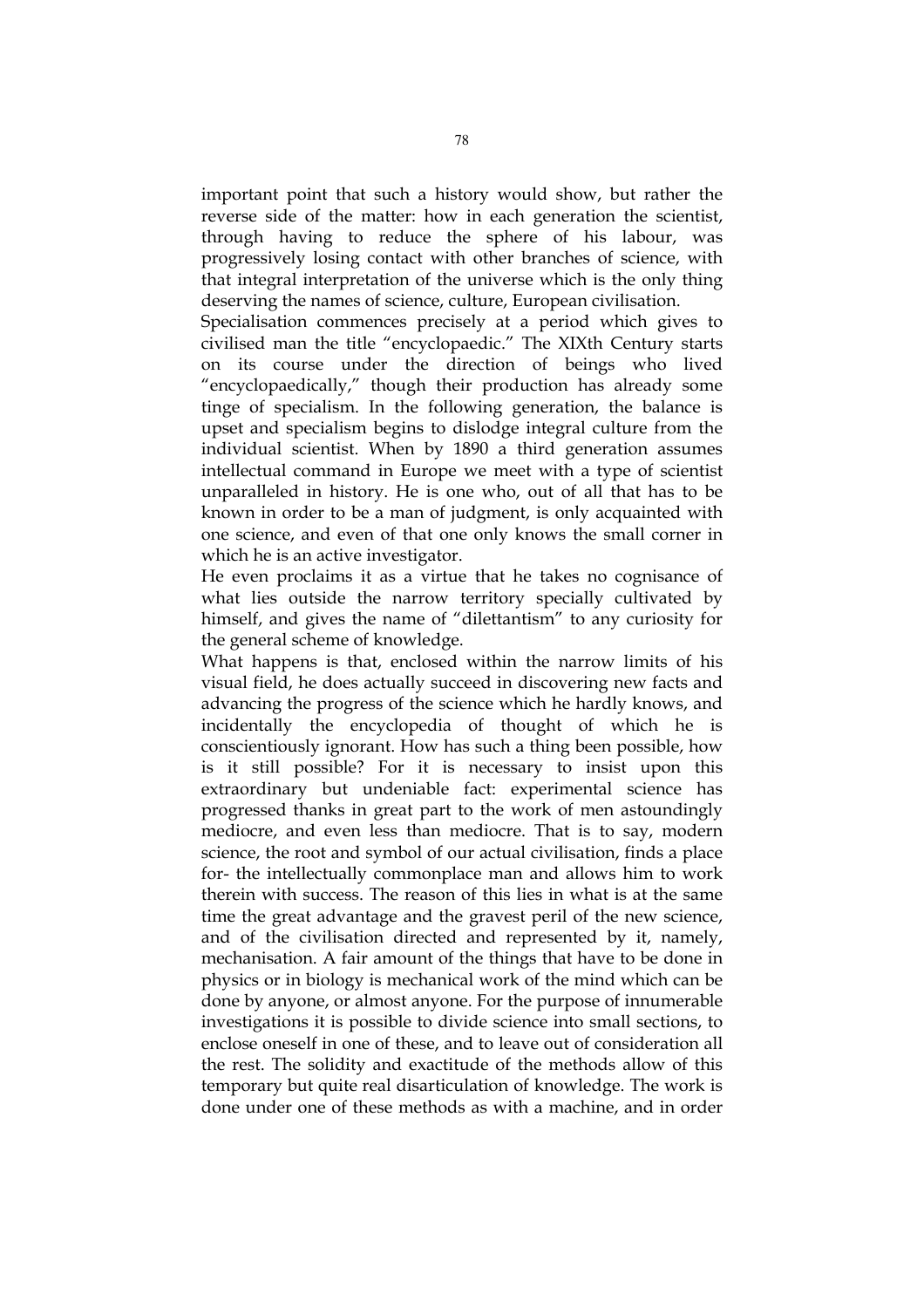important point that such a history would show, but rather the reverse side of the matter: how in each generation the scientist, through having to reduce the sphere of his labour, was progressively losing contact with other branches of science, with that integral interpretation of the universe which is the only thing deserving the names of science, culture, European civilisation.

Specialisation commences precisely at a period which gives to civilised man the title "encyclopaedic." The XIXth Century starts on its course under the direction of beings who lived "encyclopaedically," though their production has already some tinge of specialism. In the following generation, the balance is upset and specialism begins to dislodge integral culture from the individual scientist. When by 1890 a third generation assumes intellectual command in Europe we meet with a type of scientist unparalleled in history. He is one who, out of all that has to be known in order to be a man of judgment, is only acquainted with one science, and even of that one only knows the small corner in which he is an active investigator.

He even proclaims it as a virtue that he takes no cognisance of what lies outside the narrow territory specially cultivated by himself, and gives the name of "dilettantism" to any curiosity for the general scheme of knowledge.

What happens is that, enclosed within the narrow limits of his visual field, he does actually succeed in discovering new facts and advancing the progress of the science which he hardly knows, and incidentally the encyclopedia of thought of which he is conscientiously ignorant. How has such a thing been possible, how is it still possible? For it is necessary to insist upon this extraordinary but undeniable fact: experimental science has progressed thanks in great part to the work of men astoundingly mediocre, and even less than mediocre. That is to say, modern science, the root and symbol of our actual civilisation, finds a place for- the intellectually commonplace man and allows him to work therein with success. The reason of this lies in what is at the same time the great advantage and the gravest peril of the new science, and of the civilisation directed and represented by it, namely, mechanisation. A fair amount of the things that have to be done in physics or in biology is mechanical work of the mind which can be done by anyone, or almost anyone. For the purpose of innumerable investigations it is possible to divide science into small sections, to enclose oneself in one of these, and to leave out of consideration all the rest. The solidity and exactitude of the methods allow of this temporary but quite real disarticulation of knowledge. The work is done under one of these methods as with a machine, and in order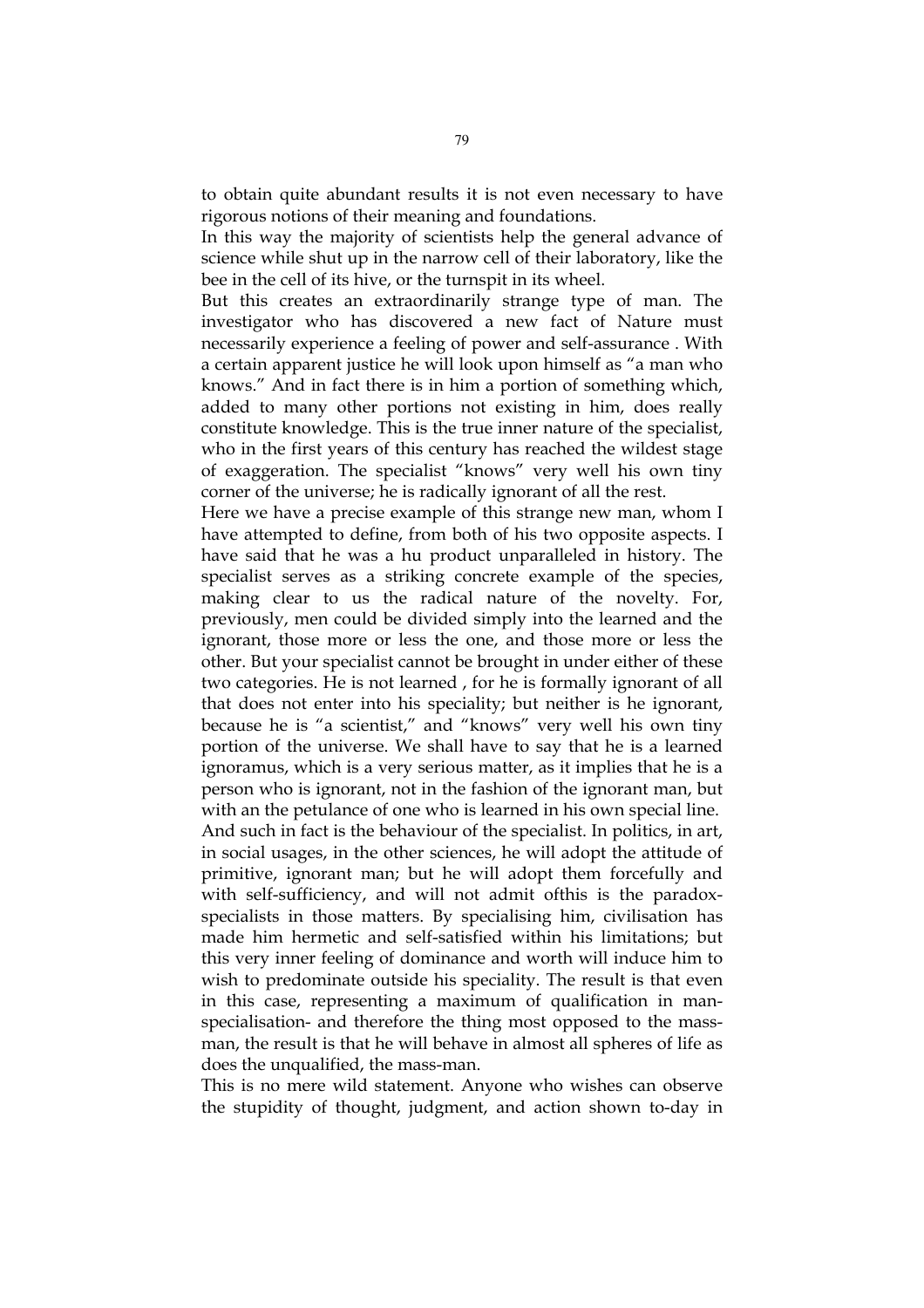to obtain quite abundant results it is not even necessary to have rigorous notions of their meaning and foundations.

In this way the majority of scientists help the general advance of science while shut up in the narrow cell of their laboratory, like the bee in the cell of its hive, or the turnspit in its wheel.

But this creates an extraordinarily strange type of man. The investigator who has discovered a new fact of Nature must necessarily experience a feeling of power and self-assurance . With a certain apparent justice he will look upon himself as "a man who knows." And in fact there is in him a portion of something which, added to many other portions not existing in him, does really constitute knowledge. This is the true inner nature of the specialist, who in the first years of this century has reached the wildest stage of exaggeration. The specialist "knows" very well his own tiny corner of the universe; he is radically ignorant of all the rest.

Here we have a precise example of this strange new man, whom I have attempted to define, from both of his two opposite aspects. I have said that he was a hu product unparalleled in history. The specialist serves as a striking concrete example of the species, making clear to us the radical nature of the novelty. For, previously, men could be divided simply into the learned and the ignorant, those more or less the one, and those more or less the other. But your specialist cannot be brought in under either of these two categories. He is not learned , for he is formally ignorant of all that does not enter into his speciality; but neither is he ignorant, because he is "a scientist," and "knows" very well his own tiny portion of the universe. We shall have to say that he is a learned ignoramus, which is a very serious matter, as it implies that he is a person who is ignorant, not in the fashion of the ignorant man, but with an the petulance of one who is learned in his own special line.

And such in fact is the behaviour of the specialist. In politics, in art, in social usages, in the other sciences, he will adopt the attitude of primitive, ignorant man; but he will adopt them forcefully and with self-sufficiency, and will not admit ofthis is the paradox- specialists in those matters. By specialising him, civilisation has made him hermetic and self-satisfied within his limitations; but this very inner feeling of dominance and worth will induce him to wish to predominate outside his speciality. The result is that even in this case, representing a maximum of qualification in man-specialisation- and therefore the thing most opposed to the mass-man, the result is that he will behave in almost all spheres of life as does the unqualified, the mass-man.

This is no mere wild statement. Anyone who wishes can observe the stupidity of thought, judgment, and action shown to-day in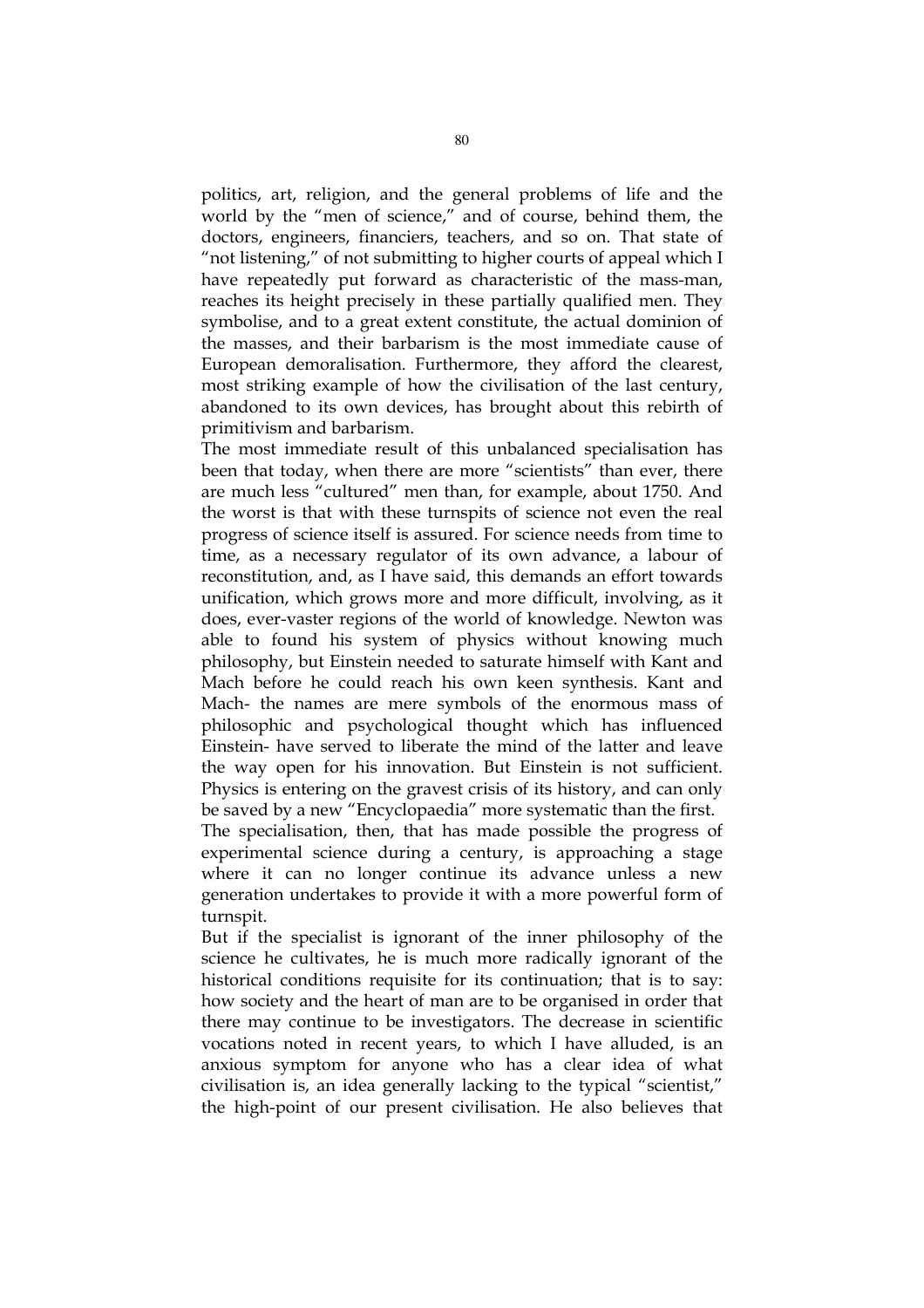politics, art, religion, and the general problems of life and the world by the "men of science," and of course, behind them, the doctors, engineers, financiers, teachers, and so on. That state of "not listening," of not submitting to higher courts of appeal which I have repeatedly put forward as characteristic of the mass-man, reaches its height precisely in these partially qualified men. They symbolise, and to a great extent constitute, the actual dominion of the masses, and their barbarism is the most immediate cause of European demoralisation. Furthermore, they afford the clearest, most striking example of how the civilisation of the last century, abandoned to its own devices, has brought about this rebirth of primitivism and barbarism.

The most immediate result of this unbalanced specialisation has been that today, when there are more "scientists" than ever, there are much less "cultured" men than, for example, about 1750. And the worst is that with these turnspits of science not even the real progress of science itself is assured. For science needs from time to time, as a necessary regulator of its own advance, a labour of reconstitution, and, as I have said, this demands an effort towards unification, which grows more and more difficult, involving, as it does, ever-vaster regions of the world of knowledge. Newton was able to found his system of physics without knowing much philosophy, but Einstein needed to saturate himself with Kant and Mach before he could reach his own keen synthesis. Kant and Mach- the names are mere symbols of the enormous mass of philosophic and psychological thought which has influenced Einstein- have served to liberate the mind of the latter and leave the way open for his innovation. But Einstein is not sufficient. Physics is entering on the gravest crisis of its history, and can only be saved by a new "Encyclopaedia" more systematic than the first.

The specialisation, then, that has made possible the progress of experimental science during a century, is approaching a stage where it can no longer continue its advance unless a new generation undertakes to provide it with a more powerful form of turnspit.

But if the specialist is ignorant of the inner philosophy of the science he cultivates, he is much more radically ignorant of the historical conditions requisite for its continuation; that is to say: how society and the heart of man are to be organised in order that there may continue to be investigators. The decrease in scientific vocations noted in recent years, to which I have alluded, is an anxious symptom for anyone who has a clear idea of what civilisation is, an idea generally lacking to the typical "scientist," the high-point of our present civilisation. He also believes that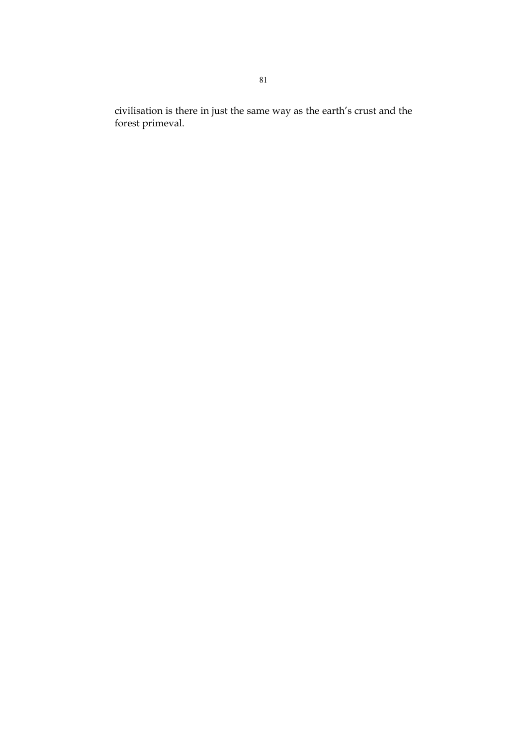civilisation is there in just the same way as the earth's crust and the forest primeval.